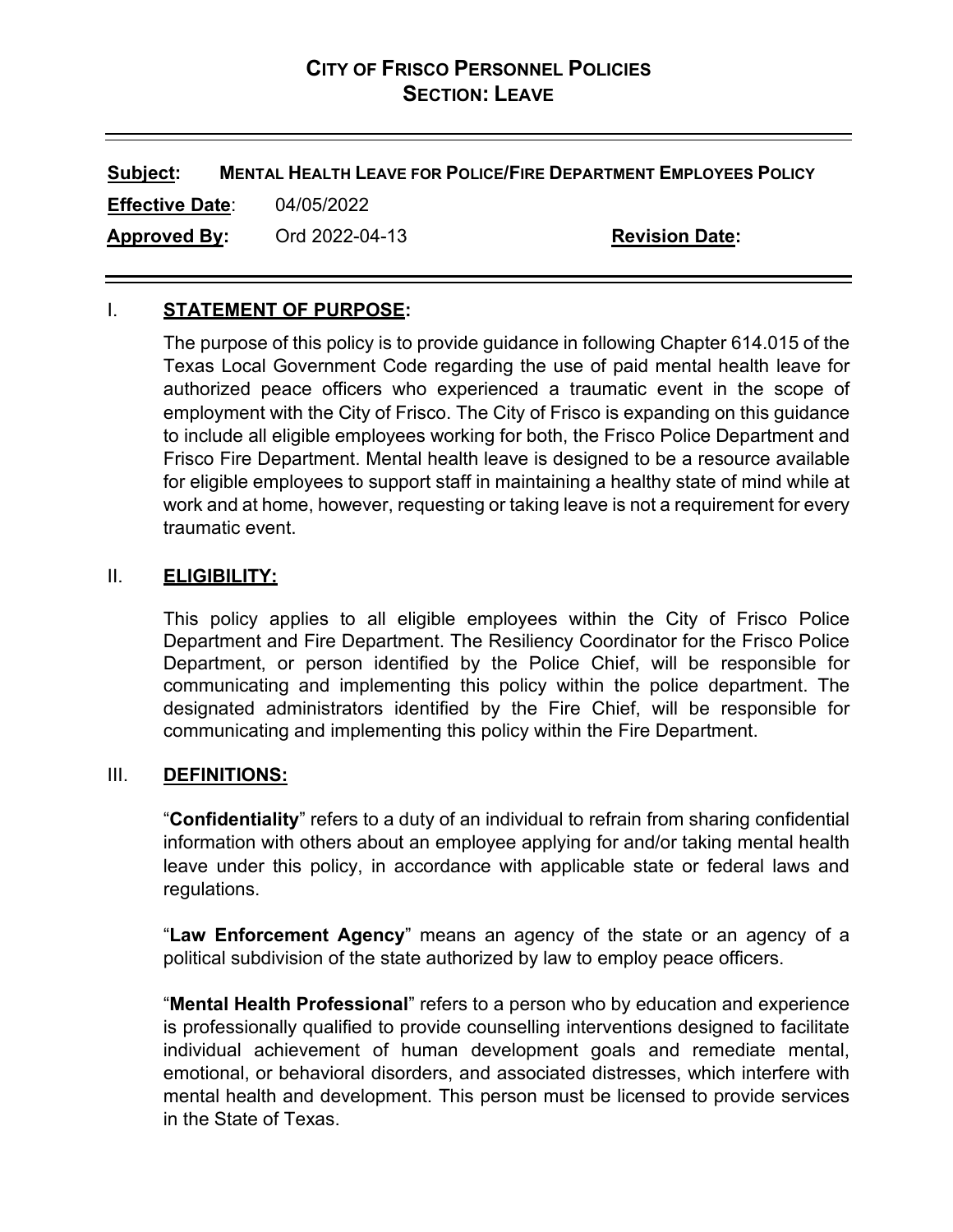# CITY OF FRISCO PERSONNEL POLICIES
## SECTION: LEAVE

---

**Subject:** **MENTAL HEALTH LEAVE FOR POLICE/FIRE DEPARTMENT EMPLOYEES POLICY**

**Effective Date**: 04/05/2022

**Approved By:** Ord 2022-04-13 **Revision Date:**

---

## I. STATEMENT OF PURPOSE:

The purpose of this policy is to provide guidance in following Chapter 614.015 of the Texas Local Government Code regarding the use of paid mental health leave for authorized peace officers who experienced a traumatic event in the scope of employment with the City of Frisco. The City of Frisco is expanding on this guidance to include all eligible employees working for both, the Frisco Police Department and Frisco Fire Department. Mental health leave is designed to be a resource available for eligible employees to support staff in maintaining a healthy state of mind while at work and at home, however, requesting or taking leave is not a requirement for every traumatic event.

## II. ELIGIBILITY:

This policy applies to all eligible employees within the City of Frisco Police Department and Fire Department. The Resiliency Coordinator for the Frisco Police Department, or person identified by the Police Chief, will be responsible for communicating and implementing this policy within the police department. The designated administrators identified by the Fire Chief, will be responsible for communicating and implementing this policy within the Fire Department.

## III. DEFINITIONS:

"**Confidentiality**" refers to a duty of an individual to refrain from sharing confidential information with others about an employee applying for and/or taking mental health leave under this policy, in accordance with applicable state or federal laws and regulations.

"**Law Enforcement Agency**" means an agency of the state or an agency of a political subdivision of the state authorized by law to employ peace officers.

"**Mental Health Professional**" refers to a person who by education and experience is professionally qualified to provide counselling interventions designed to facilitate individual achievement of human development goals and remediate mental, emotional, or behavioral disorders, and associated distresses, which interfere with mental health and development. This person must be licensed to provide services in the State of Texas.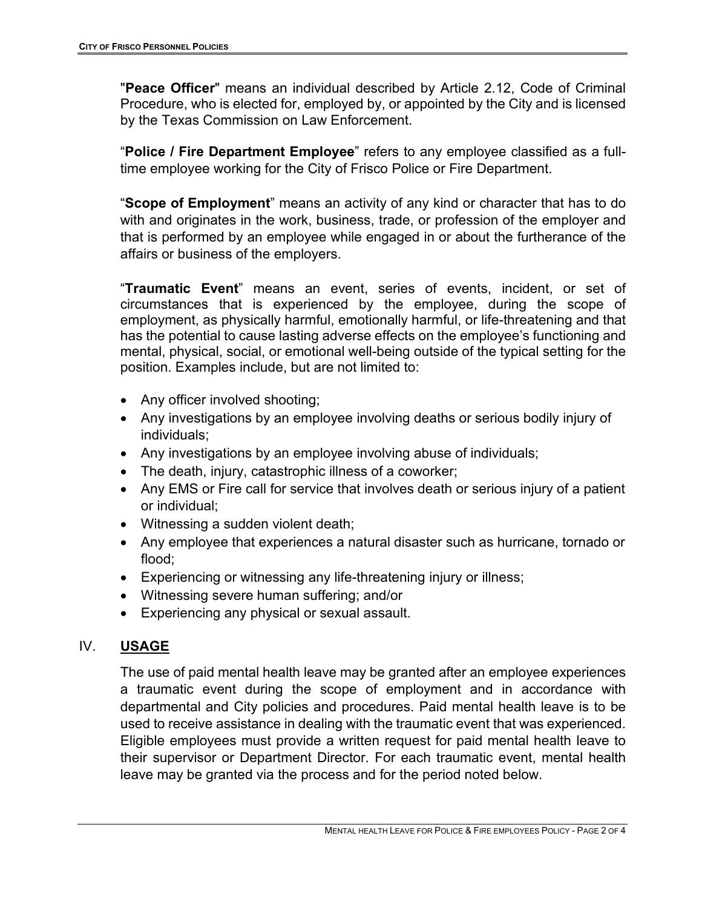"**Peace Officer**" means an individual described by Article 2.12, Code of Criminal Procedure, who is elected for, employed by, or appointed by the City and is licensed by the Texas Commission on Law Enforcement.

"**Police / Fire Department Employee**" refers to any employee classified as a full-time employee working for the City of Frisco Police or Fire Department.

"**Scope of Employment**" means an activity of any kind or character that has to do with and originates in the work, business, trade, or profession of the employer and that is performed by an employee while engaged in or about the furtherance of the affairs or business of the employers.

"**Traumatic Event**" means an event, series of events, incident, or set of circumstances that is experienced by the employee, during the scope of employment, as physically harmful, emotionally harmful, or life-threatening and that has the potential to cause lasting adverse effects on the employee's functioning and mental, physical, social, or emotional well-being outside of the typical setting for the position. Examples include, but are not limited to:

- Any officer involved shooting;
- Any investigations by an employee involving deaths or serious bodily injury of individuals;
- Any investigations by an employee involving abuse of individuals;
- The death, injury, catastrophic illness of a coworker;
- Any EMS or Fire call for service that involves death or serious injury of a patient or individual;
- Witnessing a sudden violent death;
- Any employee that experiences a natural disaster such as hurricane, tornado or flood;
- Experiencing or witnessing any life-threatening injury or illness;
- Witnessing severe human suffering; and/or
- Experiencing any physical or sexual assault.

## IV. **USAGE**

The use of paid mental health leave may be granted after an employee experiences a traumatic event during the scope of employment and in accordance with departmental and City policies and procedures. Paid mental health leave is to be used to receive assistance in dealing with the traumatic event that was experienced. Eligible employees must provide a written request for paid mental health leave to their supervisor or Department Director. For each traumatic event, mental health leave may be granted via the process and for the period noted below.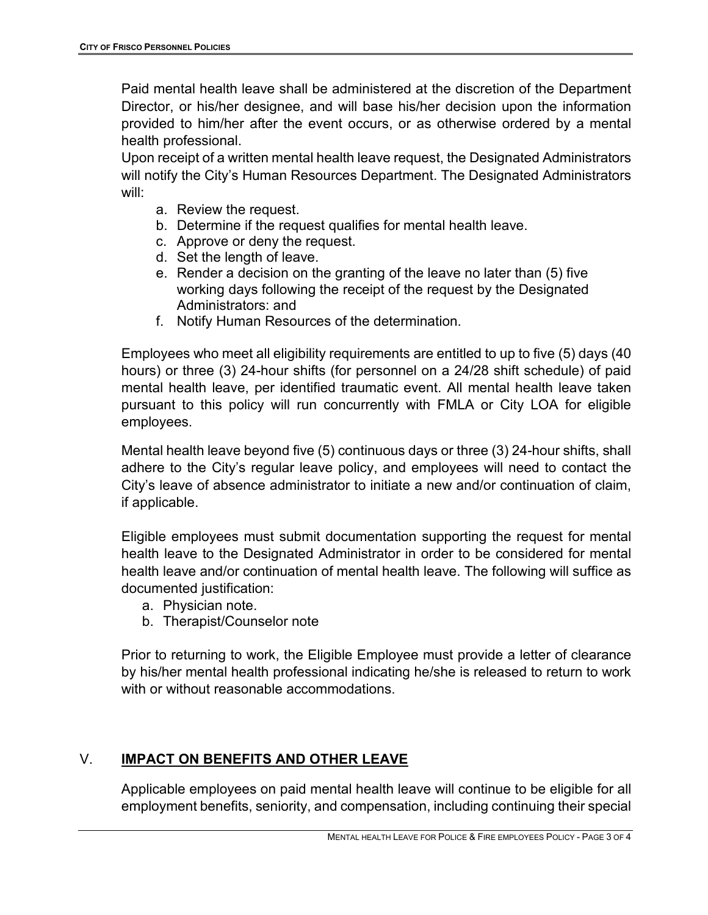Paid mental health leave shall be administered at the discretion of the Department Director, or his/her designee, and will base his/her decision upon the information provided to him/her after the event occurs, or as otherwise ordered by a mental health professional.

Upon receipt of a written mental health leave request, the Designated Administrators will notify the City's Human Resources Department. The Designated Administrators will:

a. Review the request.
b. Determine if the request qualifies for mental health leave.
c. Approve or deny the request.
d. Set the length of leave.
e. Render a decision on the granting of the leave no later than (5) five working days following the receipt of the request by the Designated Administrators: and
f. Notify Human Resources of the determination.

Employees who meet all eligibility requirements are entitled to up to five (5) days (40 hours) or three (3) 24-hour shifts (for personnel on a 24/28 shift schedule) of paid mental health leave, per identified traumatic event. All mental health leave taken pursuant to this policy will run concurrently with FMLA or City LOA for eligible employees.

Mental health leave beyond five (5) continuous days or three (3) 24-hour shifts, shall adhere to the City's regular leave policy, and employees will need to contact the City's leave of absence administrator to initiate a new and/or continuation of claim, if applicable.

Eligible employees must submit documentation supporting the request for mental health leave to the Designated Administrator in order to be considered for mental health leave and/or continuation of mental health leave. The following will suffice as documented justification:

a. Physician note.
b. Therapist/Counselor note

Prior to returning to work, the Eligible Employee must provide a letter of clearance by his/her mental health professional indicating he/she is released to return to work with or without reasonable accommodations.

## V. **IMPACT ON BENEFITS AND OTHER LEAVE**

Applicable employees on paid mental health leave will continue to be eligible for all employment benefits, seniority, and compensation, including continuing their special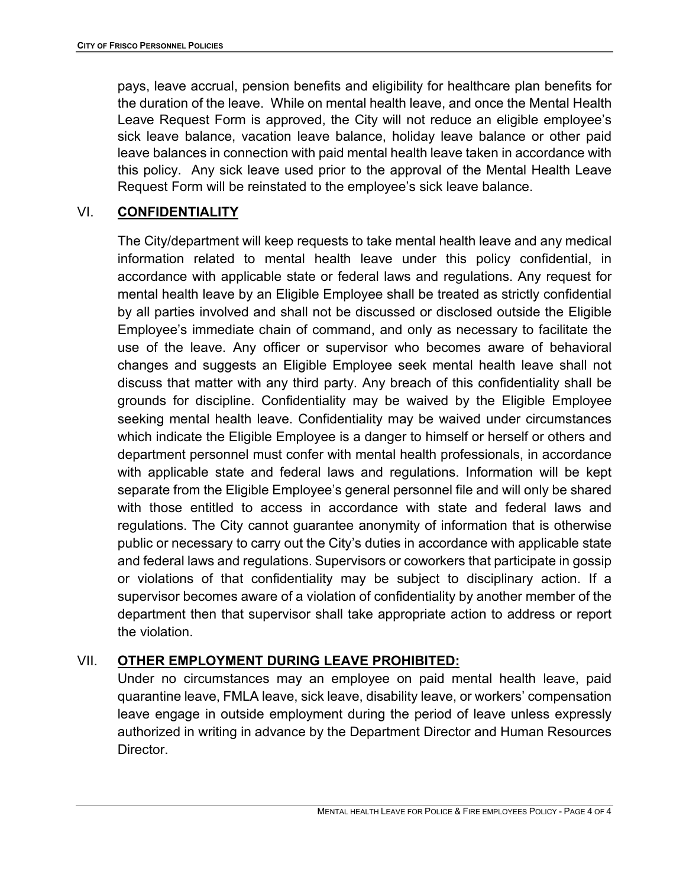pays, leave accrual, pension benefits and eligibility for healthcare plan benefits for the duration of the leave. While on mental health leave, and once the Mental Health Leave Request Form is approved, the City will not reduce an eligible employee's sick leave balance, vacation leave balance, holiday leave balance or other paid leave balances in connection with paid mental health leave taken in accordance with this policy. Any sick leave used prior to the approval of the Mental Health Leave Request Form will be reinstated to the employee's sick leave balance.

## VI. CONFIDENTIALITY

The City/department will keep requests to take mental health leave and any medical information related to mental health leave under this policy confidential, in accordance with applicable state or federal laws and regulations. Any request for mental health leave by an Eligible Employee shall be treated as strictly confidential by all parties involved and shall not be discussed or disclosed outside the Eligible Employee's immediate chain of command, and only as necessary to facilitate the use of the leave. Any officer or supervisor who becomes aware of behavioral changes and suggests an Eligible Employee seek mental health leave shall not discuss that matter with any third party. Any breach of this confidentiality shall be grounds for discipline. Confidentiality may be waived by the Eligible Employee seeking mental health leave. Confidentiality may be waived under circumstances which indicate the Eligible Employee is a danger to himself or herself or others and department personnel must confer with mental health professionals, in accordance with applicable state and federal laws and regulations. Information will be kept separate from the Eligible Employee's general personnel file and will only be shared with those entitled to access in accordance with state and federal laws and regulations. The City cannot guarantee anonymity of information that is otherwise public or necessary to carry out the City's duties in accordance with applicable state and federal laws and regulations. Supervisors or coworkers that participate in gossip or violations of that confidentiality may be subject to disciplinary action. If a supervisor becomes aware of a violation of confidentiality by another member of the department then that supervisor shall take appropriate action to address or report the violation.

## VII. OTHER EMPLOYMENT DURING LEAVE PROHIBITED:

Under no circumstances may an employee on paid mental health leave, paid quarantine leave, FMLA leave, sick leave, disability leave, or workers' compensation leave engage in outside employment during the period of leave unless expressly authorized in writing in advance by the Department Director and Human Resources Director.